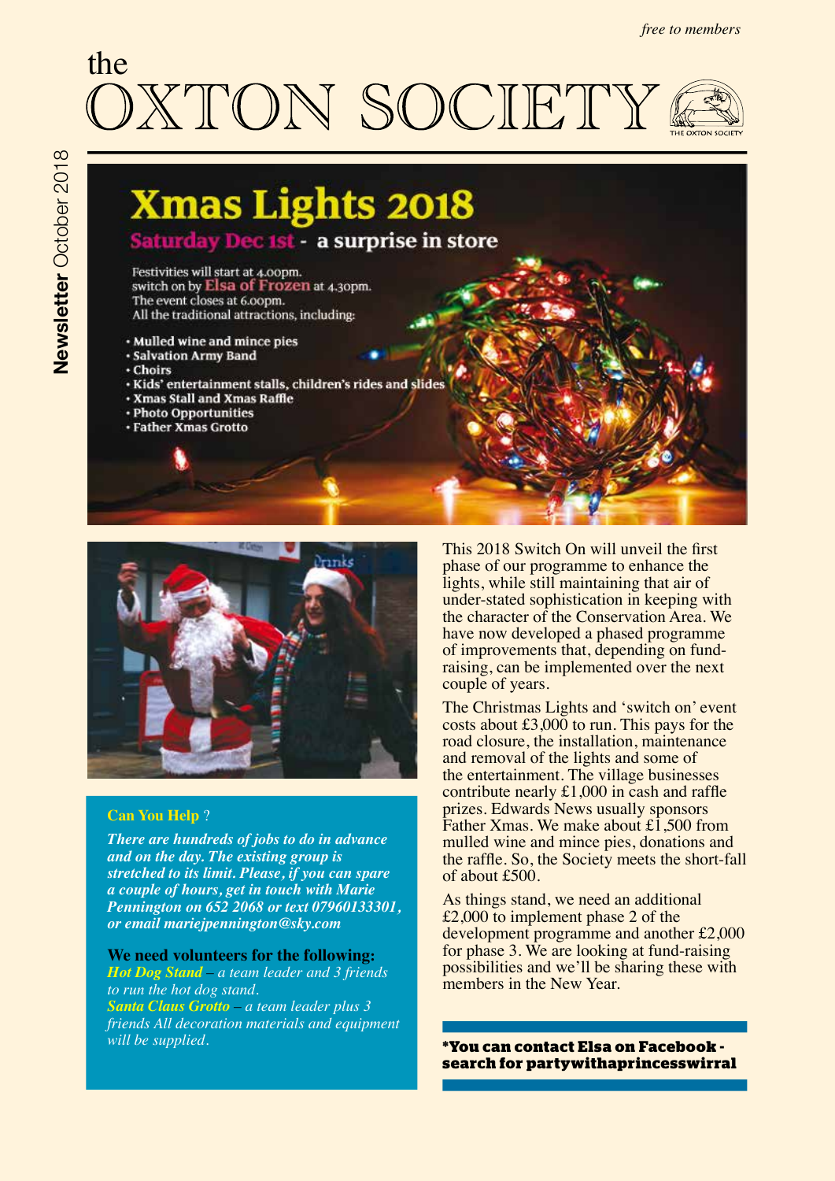*free to members*

# the OXTON SOCIETY

**Newsletter** October 2018

## Xmas Lights 2018

### Saturday Dec 1st - a surprise in store

Festivities will start at 4.00pm.
switch on by Elsa of Frozen at 4.30pm.
The event closes at 6.00pm.
All the traditional attractions, including:

- Mulled wine and mince pies
- Salvation Army Band
- Choirs
- Kids' entertainment stalls, children's rides and slides
- Xmas Stall and Xmas Raffle
- Photo Opportunities
- Father Xmas Grotto

This 2018 Switch On will unveil the first phase of our programme to enhance the lights, while still maintaining that air of under-stated sophistication in keeping with the character of the Conservation Area. We have now developed a phased programme of improvements that, depending on fund-raising, can be implemented over the next couple of years.

The Christmas Lights and 'switch on' event costs about £3,000 to run. This pays for the road closure, the installation, maintenance and removal of the lights and some of the entertainment. The village businesses contribute nearly £1,000 in cash and raffle prizes. Edwards News usually sponsors Father Xmas. We make about £1,500 from mulled wine and mince pies, donations and the raffle. So, the Society meets the short-fall of about £500.

As things stand, we need an additional £2,000 to implement phase 2 of the development programme and another £2,000 for phase 3. We are looking at fund-raising possibilities and we'll be sharing these with members in the New Year.

**Can You Help ?**

***There are hundreds of jobs to do in advance and on the day. The existing group is stretched to its limit. Please, if you can spare a couple of hours, get in touch with Marie Pennington on 652 2068 or text 07960133301, or email mariejpennington@sky.com***

**We need volunteers for the following:**

***Hot Dog Stand*** *– a team leader and 3 friends to run the hot dog stand.*
***Santa Claus Grotto*** *– a team leader plus 3 friends All decoration materials and equipment will be supplied.*

**\*You can contact Elsa on Facebook - search for partywithaprincesswirral**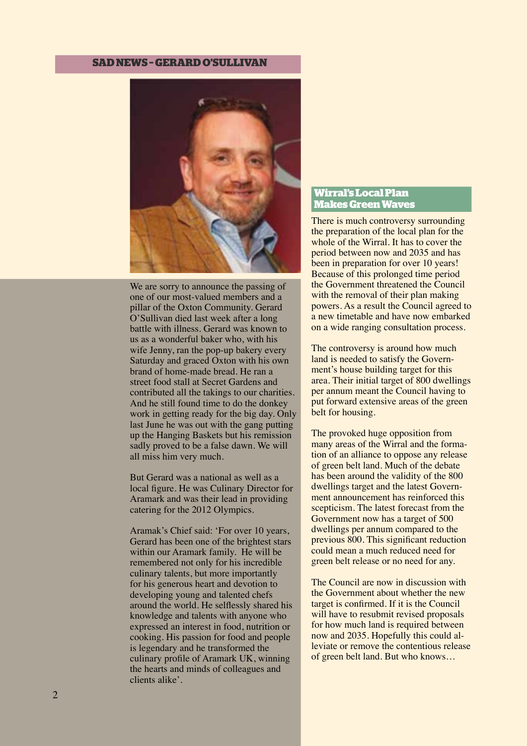## SAD NEWS - GERARD O'SULLIVAN

We are sorry to announce the passing of one of our most-valued members and a pillar of the Oxton Community. Gerard O'Sullivan died last week after a long battle with illness. Gerard was known to us as a wonderful baker who, with his wife Jenny, ran the pop-up bakery every Saturday and graced Oxton with his own brand of home-made bread. He ran a street food stall at Secret Gardens and contributed all the takings to our charities. And he still found time to do the donkey work in getting ready for the big day. Only last June he was out with the gang putting up the Hanging Baskets but his remission sadly proved to be a false dawn. We will all miss him very much.

But Gerard was a national as well as a local figure. He was Culinary Director for Aramark and was their lead in providing catering for the 2012 Olympics.

Aramak's Chief said: 'For over 10 years, Gerard has been one of the brightest stars within our Aramark family. He will be remembered not only for his incredible culinary talents, but more importantly for his generous heart and devotion to developing young and talented chefs around the world. He selflessly shared his knowledge and talents with anyone who expressed an interest in food, nutrition or cooking. His passion for food and people is legendary and he transformed the culinary profile of Aramark UK, winning the hearts and minds of colleagues and clients alike'.

## Wirral's Local Plan Makes Green Waves

There is much controversy surrounding the preparation of the local plan for the whole of the Wirral. It has to cover the period between now and 2035 and has been in preparation for over 10 years! Because of this prolonged time period the Government threatened the Council with the removal of their plan making powers. As a result the Council agreed to a new timetable and have now embarked on a wide ranging consultation process.

The controversy is around how much land is needed to satisfy the Government's house building target for this area. Their initial target of 800 dwellings per annum meant the Council having to put forward extensive areas of the green belt for housing.

The provoked huge opposition from many areas of the Wirral and the formation of an alliance to oppose any release of green belt land. Much of the debate has been around the validity of the 800 dwellings target and the latest Government announcement has reinforced this scepticism. The latest forecast from the Government now has a target of 500 dwellings per annum compared to the previous 800. This significant reduction could mean a much reduced need for green belt release or no need for any.

The Council are now in discussion with the Government about whether the new target is confirmed. If it is the Council will have to resubmit revised proposals for how much land is required between now and 2035. Hopefully this could alleviate or remove the contentious release of green belt land. But who knows…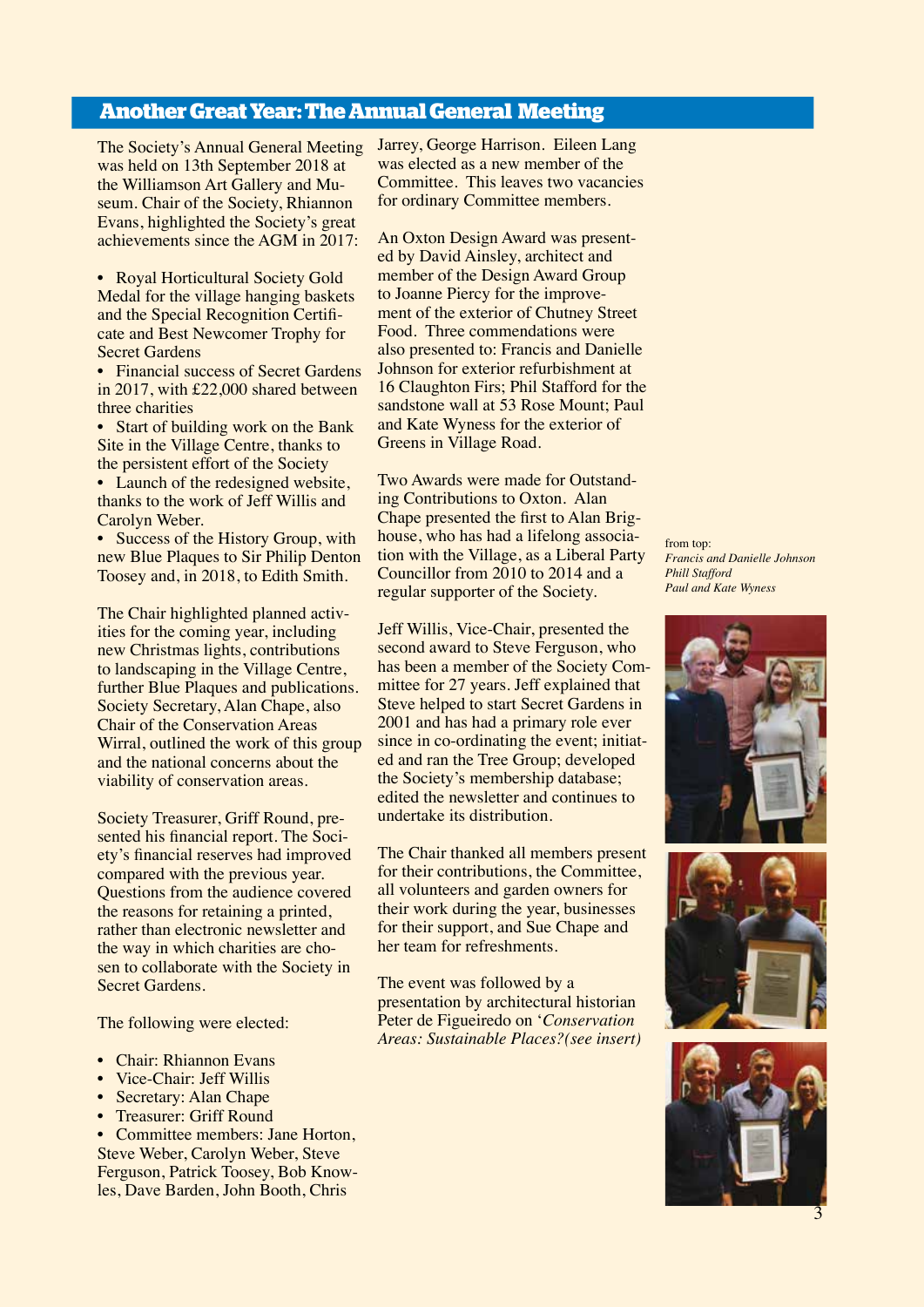## Another Great Year: The Annual General Meeting

The Society's Annual General Meeting was held on 13th September 2018 at the Williamson Art Gallery and Museum. Chair of the Society, Rhiannon Evans, highlighted the Society's great achievements since the AGM in 2017:

- Royal Horticultural Society Gold Medal for the village hanging baskets and the Special Recognition Certificate and Best Newcomer Trophy for Secret Gardens
- Financial success of Secret Gardens in 2017, with £22,000 shared between three charities
- Start of building work on the Bank Site in the Village Centre, thanks to the persistent effort of the Society
- Launch of the redesigned website, thanks to the work of Jeff Willis and Carolyn Weber.
- Success of the History Group, with new Blue Plaques to Sir Philip Denton Toosey and, in 2018, to Edith Smith.

The Chair highlighted planned activities for the coming year, including new Christmas lights, contributions to landscaping in the Village Centre, further Blue Plaques and publications. Society Secretary, Alan Chape, also Chair of the Conservation Areas Wirral, outlined the work of this group and the national concerns about the viability of conservation areas.

Society Treasurer, Griff Round, presented his financial report. The Society's financial reserves had improved compared with the previous year. Questions from the audience covered the reasons for retaining a printed, rather than electronic newsletter and the way in which charities are chosen to collaborate with the Society in Secret Gardens.

The following were elected:

- Chair: Rhiannon Evans
- Vice-Chair: Jeff Willis
- Secretary: Alan Chape
- Treasurer: Griff Round
- Committee members: Jane Horton, Steve Weber, Carolyn Weber, Steve Ferguson, Patrick Toosey, Bob Knowles, Dave Barden, John Booth, Chris Jarrey, George Harrison. Eileen Lang was elected as a new member of the Committee. This leaves two vacancies for ordinary Committee members.

An Oxton Design Award was presented by David Ainsley, architect and member of the Design Award Group to Joanne Piercy for the improvement of the exterior of Chutney Street Food. Three commendations were also presented to: Francis and Danielle Johnson for exterior refurbishment at 16 Claughton Firs; Phil Stafford for the sandstone wall at 53 Rose Mount; Paul and Kate Wyness for the exterior of Greens in Village Road.

Two Awards were made for Outstanding Contributions to Oxton. Alan Chape presented the first to Alan Brighouse, who has had a lifelong association with the Village, as a Liberal Party Councillor from 2010 to 2014 and a regular supporter of the Society.

Jeff Willis, Vice-Chair, presented the second award to Steve Ferguson, who has been a member of the Society Committee for 27 years. Jeff explained that Steve helped to start Secret Gardens in 2001 and has had a primary role ever since in co-ordinating the event; initiated and ran the Tree Group; developed the Society's membership database; edited the newsletter and continues to undertake its distribution.

The Chair thanked all members present for their contributions, the Committee, all volunteers and garden owners for their work during the year, businesses for their support, and Sue Chape and her team for refreshments.

The event was followed by a presentation by architectural historian Peter de Figueiredo on '*Conservation Areas: Sustainable Places?(see insert)*

from top:
*Francis and Danielle Johnson*
*Phill Stafford*
*Paul and Kate Wyness*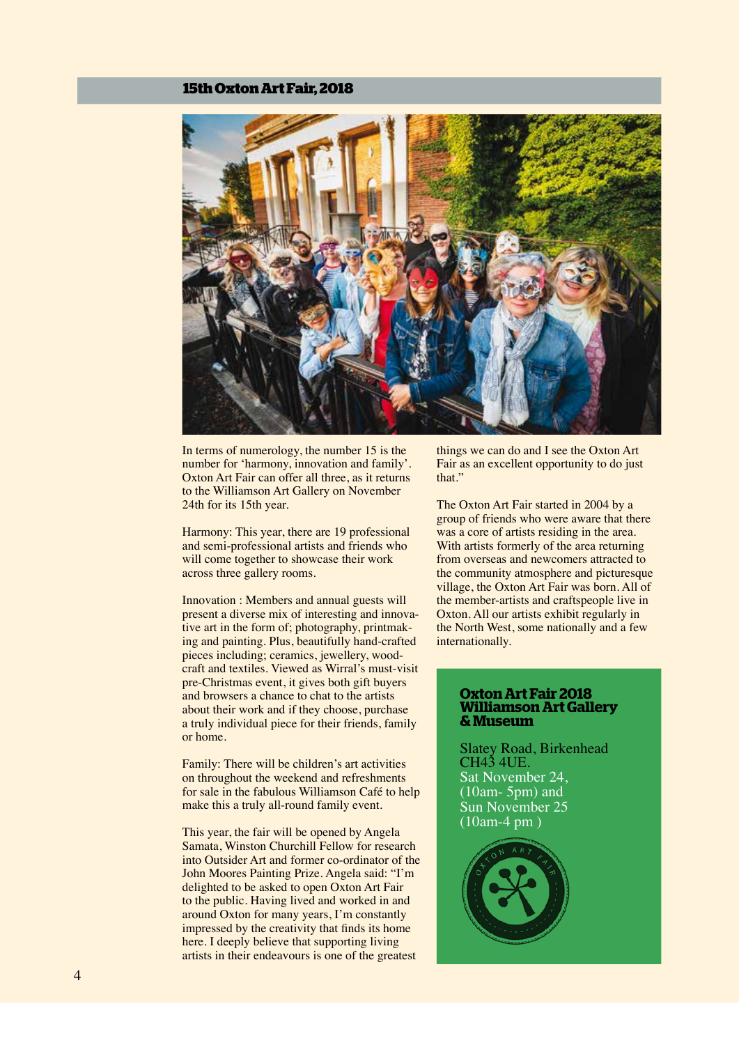## 15th Oxton Art Fair, 2018

In terms of numerology, the number 15 is the number for 'harmony, innovation and family'. Oxton Art Fair can offer all three, as it returns to the Williamson Art Gallery on November 24th for its 15th year.

Harmony: This year, there are 19 professional and semi-professional artists and friends who will come together to showcase their work across three gallery rooms.

Innovation : Members and annual guests will present a diverse mix of interesting and innovative art in the form of; photography, printmaking and painting. Plus, beautifully hand-crafted pieces including; ceramics, jewellery, woodcraft and textiles. Viewed as Wirral's must-visit pre-Christmas event, it gives both gift buyers and browsers a chance to chat to the artists about their work and if they choose, purchase a truly individual piece for their friends, family or home.

Family: There will be children's art activities on throughout the weekend and refreshments for sale in the fabulous Williamson Café to help make this a truly all-round family event.

This year, the fair will be opened by Angela Samata, Winston Churchill Fellow for research into Outsider Art and former co-ordinator of the John Moores Painting Prize. Angela said: "I'm delighted to be asked to open Oxton Art Fair to the public. Having lived and worked in and around Oxton for many years, I'm constantly impressed by the creativity that finds its home here. I deeply believe that supporting living artists in their endeavours is one of the greatest things we can do and I see the Oxton Art Fair as an excellent opportunity to do just that."

The Oxton Art Fair started in 2004 by a group of friends who were aware that there was a core of artists residing in the area. With artists formerly of the area returning from overseas and newcomers attracted to the community atmosphere and picturesque village, the Oxton Art Fair was born. All of the member-artists and craftspeople live in Oxton. All our artists exhibit regularly in the North West, some nationally and a few internationally.

**Oxton Art Fair 2018**
**Williamson Art Gallery & Museum**

Slatey Road, Birkenhead
CH43 4UE.
Sat November 24,
(10am- 5pm) and
Sun November 25
(10am-4 pm )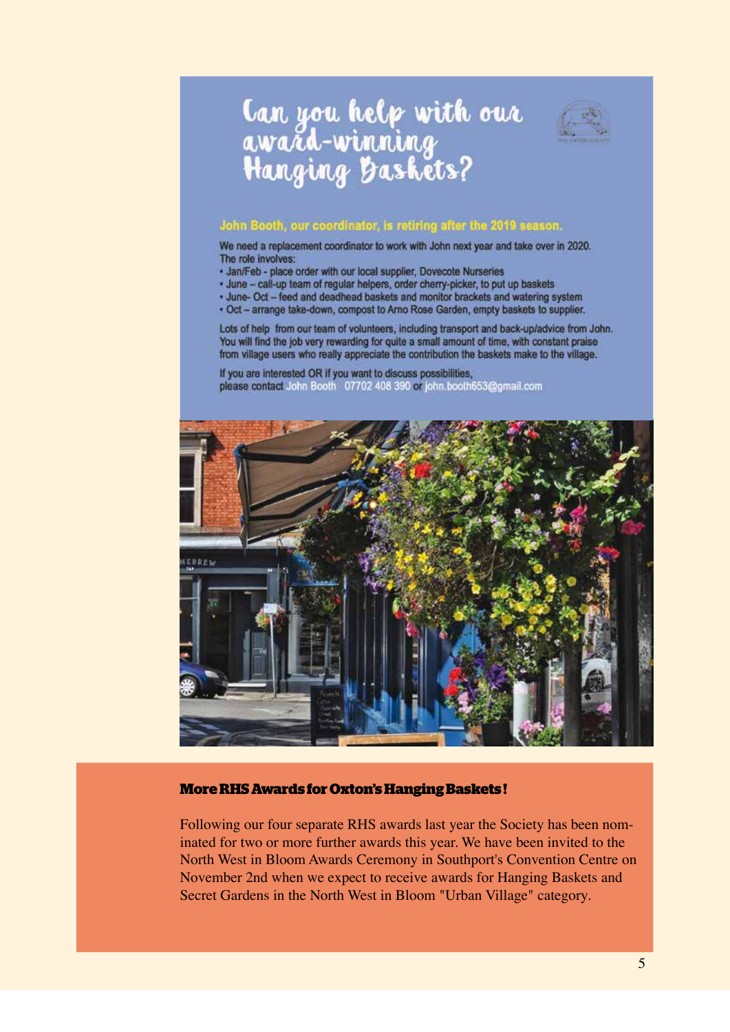# Can you help with our award-winning Hanging Baskets?

**John Booth, our coordinator, is retiring after the 2019 season.**

We need a replacement coordinator to work with John next year and take over in 2020.
The role involves:

- Jan/Feb - place order with our local supplier, Dovecote Nurseries
- June – call-up team of regular helpers, order cherry-picker, to put up baskets
- June- Oct – feed and deadhead baskets and monitor brackets and watering system
- Oct – arrange take-down, compost to Arno Rose Garden, empty baskets to supplier.

Lots of help from our team of volunteers, including transport and back-up/advice from John.
You will find the job very rewarding for quite a small amount of time, with constant praise from village users who really appreciate the contribution the baskets make to the village.

If you are interested OR if you want to discuss possibilities,
please contact John Booth 07702 408 390 or john.booth653@gmail.com

### More RHS Awards for Oxton's Hanging Baskets!

Following our four separate RHS awards last year the Society has been nominated for two or more further awards this year. We have been invited to the North West in Bloom Awards Ceremony in Southport's Convention Centre on November 2nd when we expect to receive awards for Hanging Baskets and Secret Gardens in the North West in Bloom "Urban Village" category.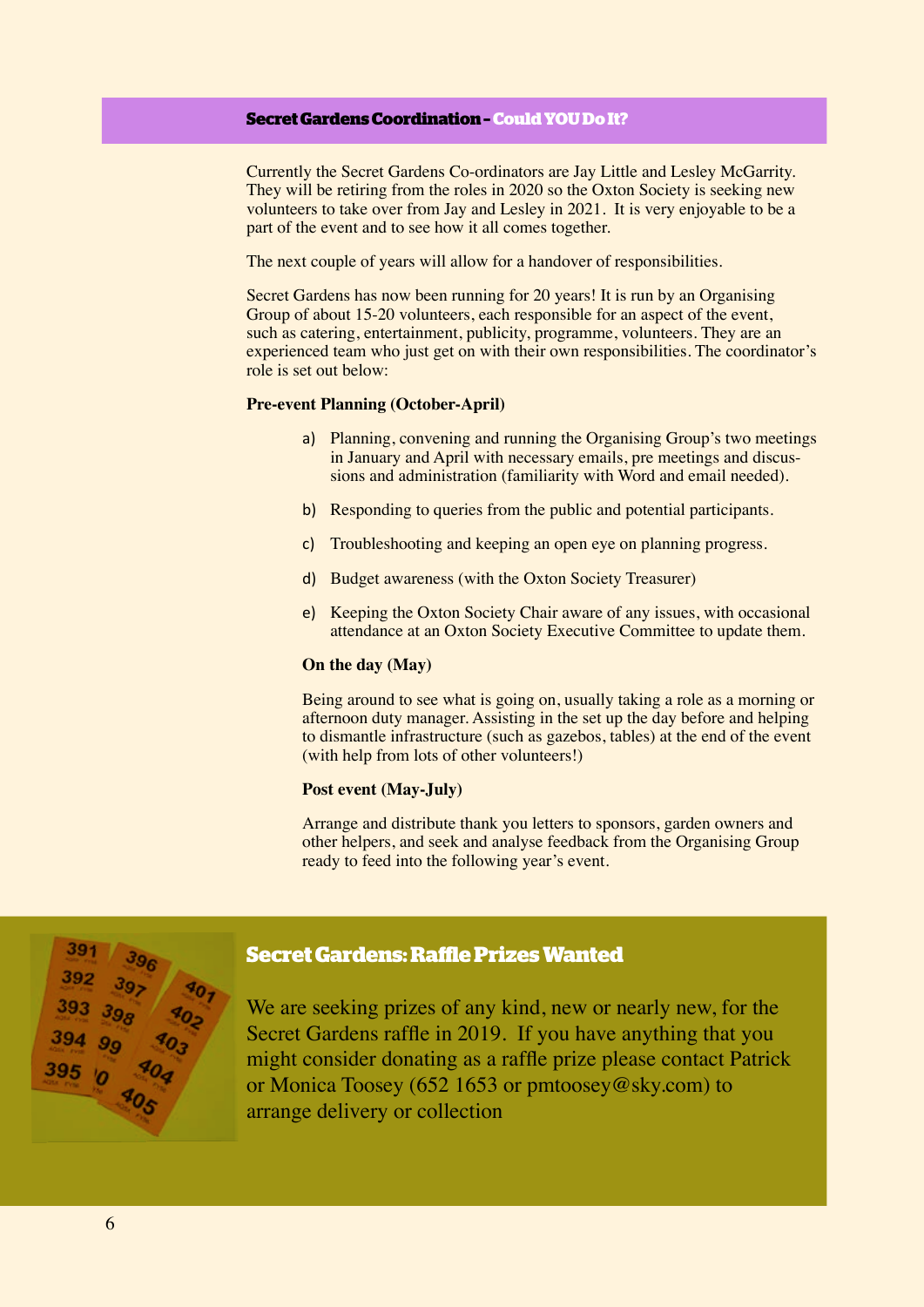## Secret Gardens Coordination – Could YOU Do It?

Currently the Secret Gardens Co-ordinators are Jay Little and Lesley McGarrity. They will be retiring from the roles in 2020 so the Oxton Society is seeking new volunteers to take over from Jay and Lesley in 2021. It is very enjoyable to be a part of the event and to see how it all comes together.

The next couple of years will allow for a handover of responsibilities.

Secret Gardens has now been running for 20 years! It is run by an Organising Group of about 15-20 volunteers, each responsible for an aspect of the event, such as catering, entertainment, publicity, programme, volunteers. They are an experienced team who just get on with their own responsibilities. The coordinator's role is set out below:

**Pre-event Planning (October-April)**

a) Planning, convening and running the Organising Group's two meetings in January and April with necessary emails, pre meetings and discussions and administration (familiarity with Word and email needed).

b) Responding to queries from the public and potential participants.

c) Troubleshooting and keeping an open eye on planning progress.

d) Budget awareness (with the Oxton Society Treasurer)

e) Keeping the Oxton Society Chair aware of any issues, with occasional attendance at an Oxton Society Executive Committee to update them.

**On the day (May)**

Being around to see what is going on, usually taking a role as a morning or afternoon duty manager. Assisting in the set up the day before and helping to dismantle infrastructure (such as gazebos, tables) at the end of the event (with help from lots of other volunteers!)

**Post event (May-July)**

Arrange and distribute thank you letters to sponsors, garden owners and other helpers, and seek and analyse feedback from the Organising Group ready to feed into the following year's event.

## Secret Gardens: Raffle Prizes Wanted

We are seeking prizes of any kind, new or nearly new, for the Secret Gardens raffle in 2019. If you have anything that you might consider donating as a raffle prize please contact Patrick or Monica Toosey (652 1653 or pmtoosey@sky.com) to arrange delivery or collection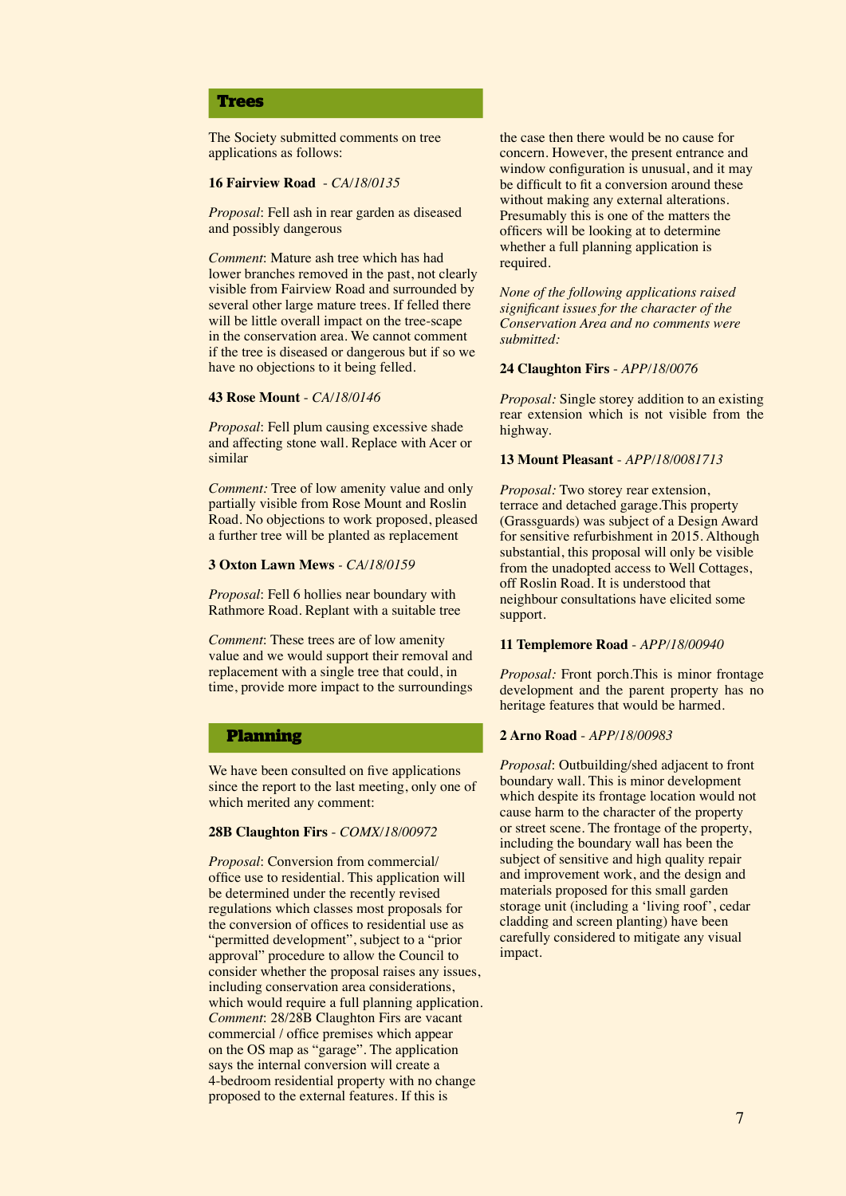## Trees

The Society submitted comments on tree applications as follows:

**16 Fairview Road** - *CA/18/0135*

*Proposal*: Fell ash in rear garden as diseased and possibly dangerous

*Comment*: Mature ash tree which has had lower branches removed in the past, not clearly visible from Fairview Road and surrounded by several other large mature trees. If felled there will be little overall impact on the tree-scape in the conservation area. We cannot comment if the tree is diseased or dangerous but if so we have no objections to it being felled.

**43 Rose Mount** - *CA/18/0146*

*Proposal*: Fell plum causing excessive shade and affecting stone wall. Replace with Acer or similar

*Comment:* Tree of low amenity value and only partially visible from Rose Mount and Roslin Road. No objections to work proposed, pleased a further tree will be planted as replacement

**3 Oxton Lawn Mews** - *CA/18/0159*

*Proposal*: Fell 6 hollies near boundary with Rathmore Road. Replant with a suitable tree

*Comment*: These trees are of low amenity value and we would support their removal and replacement with a single tree that could, in time, provide more impact to the surroundings

## Planning

We have been consulted on five applications since the report to the last meeting, only one of which merited any comment:

**28B Claughton Firs** - *COMX/18/00972*

*Proposal*: Conversion from commercial/ office use to residential. This application will be determined under the recently revised regulations which classes most proposals for the conversion of offices to residential use as "permitted development", subject to a "prior approval" procedure to allow the Council to consider whether the proposal raises any issues, including conservation area considerations, which would require a full planning application. *Comment*: 28/28B Claughton Firs are vacant commercial / office premises which appear on the OS map as "garage". The application says the internal conversion will create a 4-bedroom residential property with no change proposed to the external features. If this is the case then there would be no cause for concern. However, the present entrance and window configuration is unusual, and it may be difficult to fit a conversion around these without making any external alterations. Presumably this is one of the matters the officers will be looking at to determine whether a full planning application is required.

*None of the following applications raised significant issues for the character of the Conservation Area and no comments were submitted:*

**24 Claughton Firs** - *APP/18/0076*

*Proposal:* Single storey addition to an existing rear extension which is not visible from the highway.

**13 Mount Pleasant** - *APP/18/0081713*

*Proposal:* Two storey rear extension, terrace and detached garage.This property (Grassguards) was subject of a Design Award for sensitive refurbishment in 2015. Although substantial, this proposal will only be visible from the unadopted access to Well Cottages, off Roslin Road. It is understood that neighbour consultations have elicited some support.

**11 Templemore Road** - *APP/18/00940*

*Proposal:* Front porch.This is minor frontage development and the parent property has no heritage features that would be harmed.

**2 Arno Road** - *APP/18/00983*

*Proposal*: Outbuilding/shed adjacent to front boundary wall. This is minor development which despite its frontage location would not cause harm to the character of the property or street scene. The frontage of the property, including the boundary wall has been the subject of sensitive and high quality repair and improvement work, and the design and materials proposed for this small garden storage unit (including a 'living roof', cedar cladding and screen planting) have been carefully considered to mitigate any visual impact.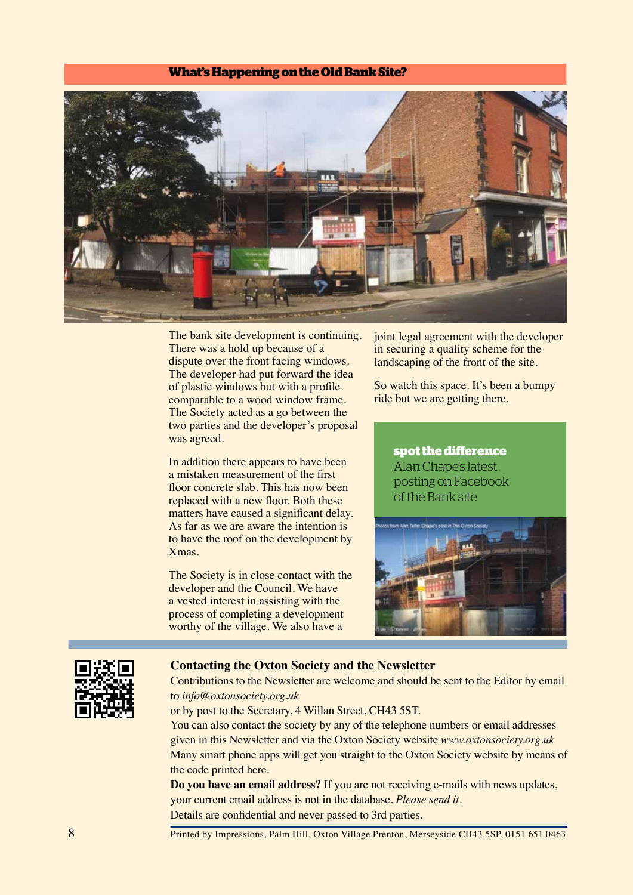## What's Happening on the Old Bank Site?

The bank site development is continuing. There was a hold up because of a dispute over the front facing windows. The developer had put forward the idea of plastic windows but with a profile comparable to a wood window frame. The Society acted as a go between the two parties and the developer's proposal was agreed.

In addition there appears to have been a mistaken measurement of the first floor concrete slab. This has now been replaced with a new floor. Both these matters have caused a significant delay. As far as we are aware the intention is to have the roof on the development by Xmas.

The Society is in close contact with the developer and the Council. We have a vested interest in assisting with the process of completing a development worthy of the village. We also have a joint legal agreement with the developer in securing a quality scheme for the landscaping of the front of the site.

So watch this space. It's been a bumpy ride but we are getting there.

**spot the difference**
Alan Chape's latest posting on Facebook of the Bank site

### Contacting the Oxton Society and the Newsletter

Contributions to the Newsletter are welcome and should be sent to the Editor by email to *info@oxtonsociety.org.uk*
or by post to the Secretary, 4 Willan Street, CH43 5ST.
You can also contact the society by any of the telephone numbers or email addresses given in this Newsletter and via the Oxton Society website *www.oxtonsociety.org.uk*
Many smart phone apps will get you straight to the Oxton Society website by means of the code printed here.
**Do you have an email address?** If you are not receiving e-mails with news updates, your current email address is not in the database. *Please send it*.
Details are confidential and never passed to 3rd parties.

Printed by Impressions, Palm Hill, Oxton Village Prenton, Merseyside CH43 5SP, 0151 651 0463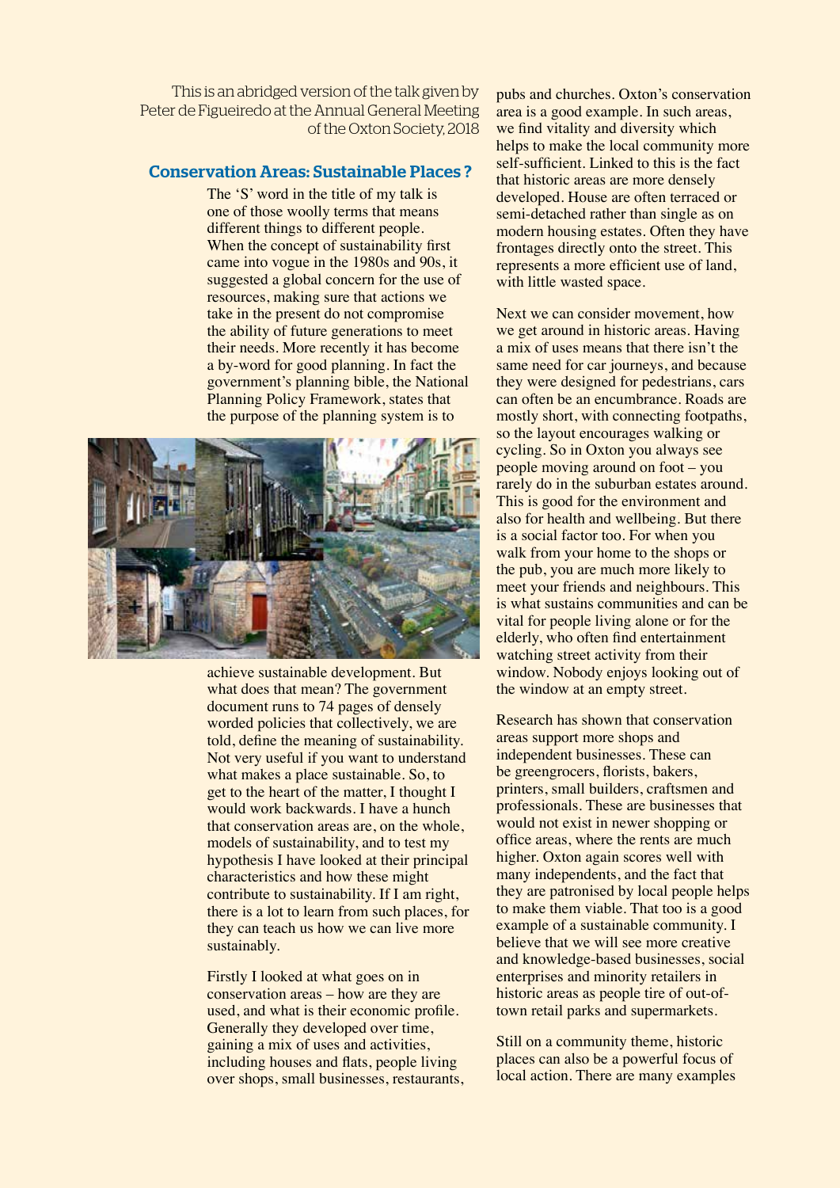This is an abridged version of the talk given by Peter de Figueiredo at the Annual General Meeting of the Oxton Society, 2018

## Conservation Areas: Sustainable Places ?

The 'S' word in the title of my talk is one of those woolly terms that means different things to different people. When the concept of sustainability first came into vogue in the 1980s and 90s, it suggested a global concern for the use of resources, making sure that actions we take in the present do not compromise the ability of future generations to meet their needs. More recently it has become a by-word for good planning. In fact the government's planning bible, the National Planning Policy Framework, states that the purpose of the planning system is to achieve sustainable development. But what does that mean? The government document runs to 74 pages of densely worded policies that collectively, we are told, define the meaning of sustainability. Not very useful if you want to understand what makes a place sustainable. So, to get to the heart of the matter, I thought I would work backwards. I have a hunch that conservation areas are, on the whole, models of sustainability, and to test my hypothesis I have looked at their principal characteristics and how these might contribute to sustainability. If I am right, there is a lot to learn from such places, for they can teach us how we can live more sustainably.

Firstly I looked at what goes on in conservation areas – how are they are used, and what is their economic profile. Generally they developed over time, gaining a mix of uses and activities, including houses and flats, people living over shops, small businesses, restaurants, pubs and churches. Oxton's conservation area is a good example. In such areas, we find vitality and diversity which helps to make the local community more self-sufficient. Linked to this is the fact that historic areas are more densely developed. House are often terraced or semi-detached rather than single as on modern housing estates. Often they have frontages directly onto the street. This represents a more efficient use of land, with little wasted space.

Next we can consider movement, how we get around in historic areas. Having a mix of uses means that there isn't the same need for car journeys, and because they were designed for pedestrians, cars can often be an encumbrance. Roads are mostly short, with connecting footpaths, so the layout encourages walking or cycling. So in Oxton you always see people moving around on foot – you rarely do in the suburban estates around. This is good for the environment and also for health and wellbeing. But there is a social factor too. For when you walk from your home to the shops or the pub, you are much more likely to meet your friends and neighbours. This is what sustains communities and can be vital for people living alone or for the elderly, who often find entertainment watching street activity from their window. Nobody enjoys looking out of the window at an empty street.

Research has shown that conservation areas support more shops and independent businesses. These can be greengrocers, florists, bakers, printers, small builders, craftsmen and professionals. These are businesses that would not exist in newer shopping or office areas, where the rents are much higher. Oxton again scores well with many independents, and the fact that they are patronised by local people helps to make them viable. That too is a good example of a sustainable community. I believe that we will see more creative and knowledge-based businesses, social enterprises and minority retailers in historic areas as people tire of out-of-town retail parks and supermarkets.

Still on a community theme, historic places can also be a powerful focus of local action. There are many examples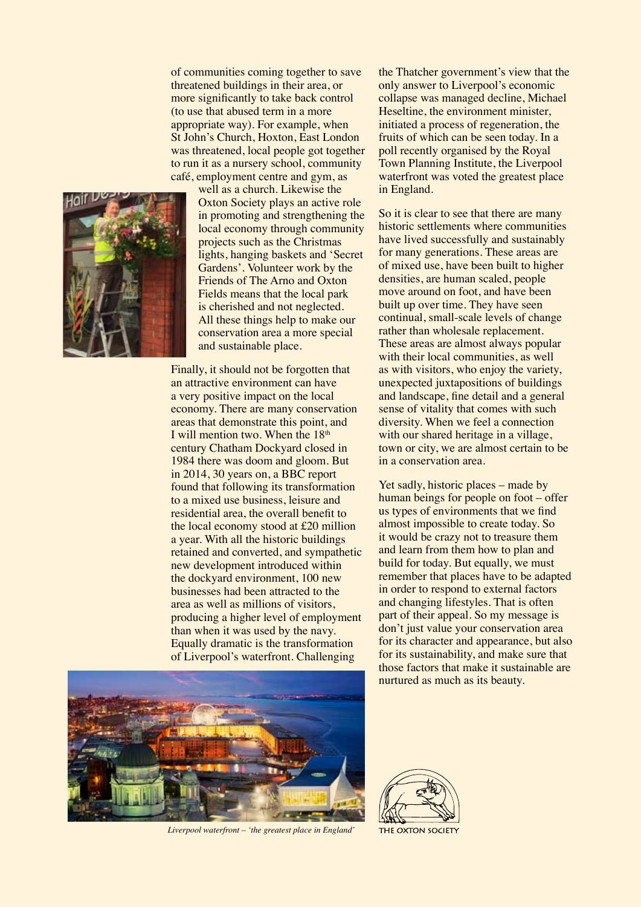of communities coming together to save threatened buildings in their area, or more significantly to take back control (to use that abused term in a more appropriate way). For example, when St John's Church, Hoxton, East London was threatened, local people got together to run it as a nursery school, community café, employment centre and gym, as well as a church. Likewise the Oxton Society plays an active role in promoting and strengthening the local economy through community projects such as the Christmas lights, hanging baskets and 'Secret Gardens'. Volunteer work by the Friends of The Arno and Oxton Fields means that the local park is cherished and not neglected. All these things help to make our conservation area a more special and sustainable place.

Finally, it should not be forgotten that an attractive environment can have a very positive impact on the local economy. There are many conservation areas that demonstrate this point, and I will mention two. When the 18th century Chatham Dockyard closed in 1984 there was doom and gloom. But in 2014, 30 years on, a BBC report found that following its transformation to a mixed use business, leisure and residential area, the overall benefit to the local economy stood at £20 million a year. With all the historic buildings retained and converted, and sympathetic new development introduced within the dockyard environment, 100 new businesses had been attracted to the area as well as millions of visitors, producing a higher level of employment than when it was used by the navy. Equally dramatic is the transformation of Liverpool's waterfront. Challenging the Thatcher government's view that the only answer to Liverpool's economic collapse was managed decline, Michael Heseltine, the environment minister, initiated a process of regeneration, the fruits of which can be seen today. In a poll recently organised by the Royal Town Planning Institute, the Liverpool waterfront was voted the greatest place in England.

*Liverpool waterfront – 'the greatest place in England'*

So it is clear to see that there are many historic settlements where communities have lived successfully and sustainably for many generations. These areas are of mixed use, have been built to higher densities, are human scaled, people move around on foot, and have been built up over time. They have seen continual, small-scale levels of change rather than wholesale replacement. These areas are almost always popular with their local communities, as well as with visitors, who enjoy the variety, unexpected juxtapositions of buildings and landscape, fine detail and a general sense of vitality that comes with such diversity. When we feel a connection with our shared heritage in a village, town or city, we are almost certain to be in a conservation area.

Yet sadly, historic places – made by human beings for people on foot – offer us types of environments that we find almost impossible to create today. So it would be crazy not to treasure them and learn from them how to plan and build for today. But equally, we must remember that places have to be adapted in order to respond to external factors and changing lifestyles. That is often part of their appeal. So my message is don't just value your conservation area for its character and appearance, but also for its sustainability, and make sure that those factors that make it sustainable are nurtured as much as its beauty.

THE OXTON SOCIETY